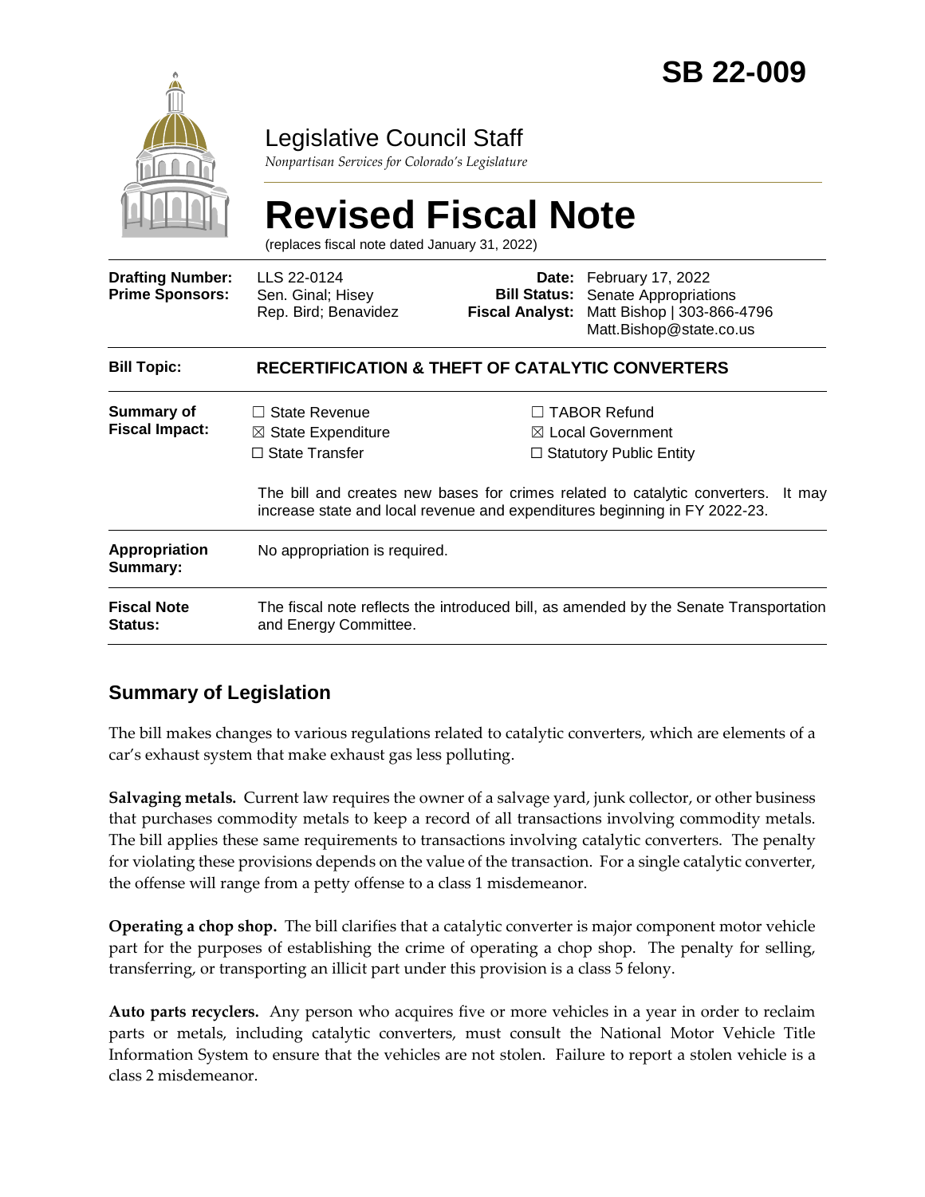# SB 22-009

## Legislative Council Staff

*Nonpartisan Services for Colorado's Legislature*

# Revised Fiscal Note

(replaces fiscal note dated January 31, 2022)

| | | | |
|---|---|---|---|
| **Drafting Number:** | LLS 22-0124 | **Date:** | February 17, 2022 |
| **Prime Sponsors:** | Sen. Ginal; Hisey<br>Rep. Bird; Benavidez | **Bill Status:** | Senate Appropriations |
| | | **Fiscal Analyst:** | Matt Bishop \| 303-866-4796<br>Matt.Bishop@state.co.us |

| | |
|---|---|
| **Bill Topic:** | **RECERTIFICATION & THEFT OF CATALYTIC CONVERTERS** |
| **Summary of Fiscal Impact:** | ☐ State Revenue<br>☒ State Expenditure<br>☐ State Transfer<br>☐ TABOR Refund<br>☒ Local Government<br>☐ Statutory Public Entity<br><br>The bill and creates new bases for crimes related to catalytic converters. It may increase state and local revenue and expenditures beginning in FY 2022-23. |
| **Appropriation Summary:** | No appropriation is required. |
| **Fiscal Note Status:** | The fiscal note reflects the introduced bill, as amended by the Senate Transportation and Energy Committee. |

## Summary of Legislation

The bill makes changes to various regulations related to catalytic converters, which are elements of a car's exhaust system that make exhaust gas less polluting.

**Salvaging metals.** Current law requires the owner of a salvage yard, junk collector, or other business that purchases commodity metals to keep a record of all transactions involving commodity metals. The bill applies these same requirements to transactions involving catalytic converters. The penalty for violating these provisions depends on the value of the transaction. For a single catalytic converter, the offense will range from a petty offense to a class 1 misdemeanor.

**Operating a chop shop.** The bill clarifies that a catalytic converter is major component motor vehicle part for the purposes of establishing the crime of operating a chop shop. The penalty for selling, transferring, or transporting an illicit part under this provision is a class 5 felony.

**Auto parts recyclers.** Any person who acquires five or more vehicles in a year in order to reclaim parts or metals, including catalytic converters, must consult the National Motor Vehicle Title Information System to ensure that the vehicles are not stolen. Failure to report a stolen vehicle is a class 2 misdemeanor.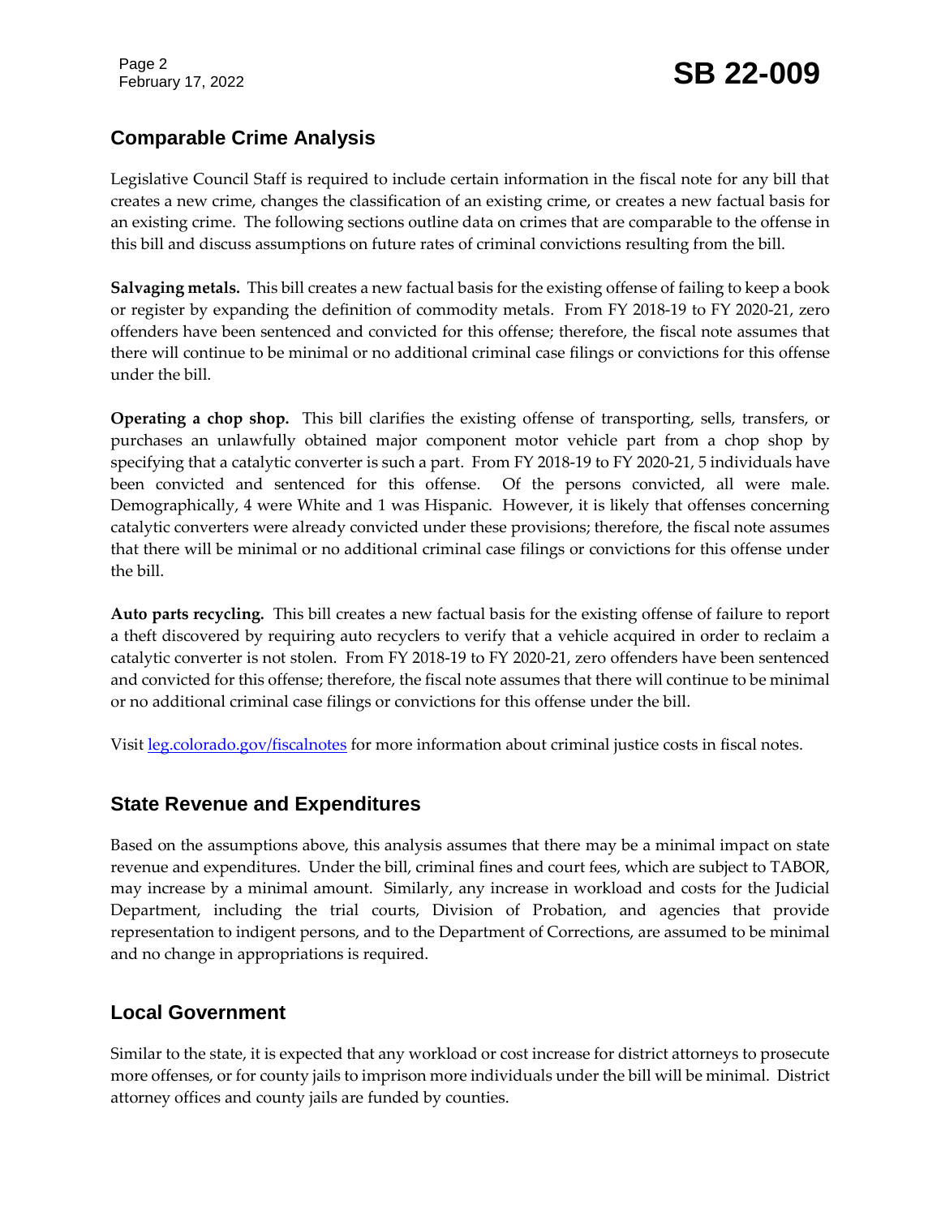## Comparable Crime Analysis

Legislative Council Staff is required to include certain information in the fiscal note for any bill that creates a new crime, changes the classification of an existing crime, or creates a new factual basis for an existing crime. The following sections outline data on crimes that are comparable to the offense in this bill and discuss assumptions on future rates of criminal convictions resulting from the bill.

**Salvaging metals.** This bill creates a new factual basis for the existing offense of failing to keep a book or register by expanding the definition of commodity metals. From FY 2018-19 to FY 2020-21, zero offenders have been sentenced and convicted for this offense; therefore, the fiscal note assumes that there will continue to be minimal or no additional criminal case filings or convictions for this offense under the bill.

**Operating a chop shop.** This bill clarifies the existing offense of transporting, sells, transfers, or purchases an unlawfully obtained major component motor vehicle part from a chop shop by specifying that a catalytic converter is such a part. From FY 2018-19 to FY 2020-21, 5 individuals have been convicted and sentenced for this offense. Of the persons convicted, all were male. Demographically, 4 were White and 1 was Hispanic. However, it is likely that offenses concerning catalytic converters were already convicted under these provisions; therefore, the fiscal note assumes that there will be minimal or no additional criminal case filings or convictions for this offense under the bill.

**Auto parts recycling.** This bill creates a new factual basis for the existing offense of failure to report a theft discovered by requiring auto recyclers to verify that a vehicle acquired in order to reclaim a catalytic converter is not stolen. From FY 2018-19 to FY 2020-21, zero offenders have been sentenced and convicted for this offense; therefore, the fiscal note assumes that there will continue to be minimal or no additional criminal case filings or convictions for this offense under the bill.

Visit [leg.colorado.gov/fiscalnotes](leg.colorado.gov/fiscalnotes) for more information about criminal justice costs in fiscal notes.

## State Revenue and Expenditures

Based on the assumptions above, this analysis assumes that there may be a minimal impact on state revenue and expenditures. Under the bill, criminal fines and court fees, which are subject to TABOR, may increase by a minimal amount. Similarly, any increase in workload and costs for the Judicial Department, including the trial courts, Division of Probation, and agencies that provide representation to indigent persons, and to the Department of Corrections, are assumed to be minimal and no change in appropriations is required.

## Local Government

Similar to the state, it is expected that any workload or cost increase for district attorneys to prosecute more offenses, or for county jails to imprison more individuals under the bill will be minimal. District attorney offices and county jails are funded by counties.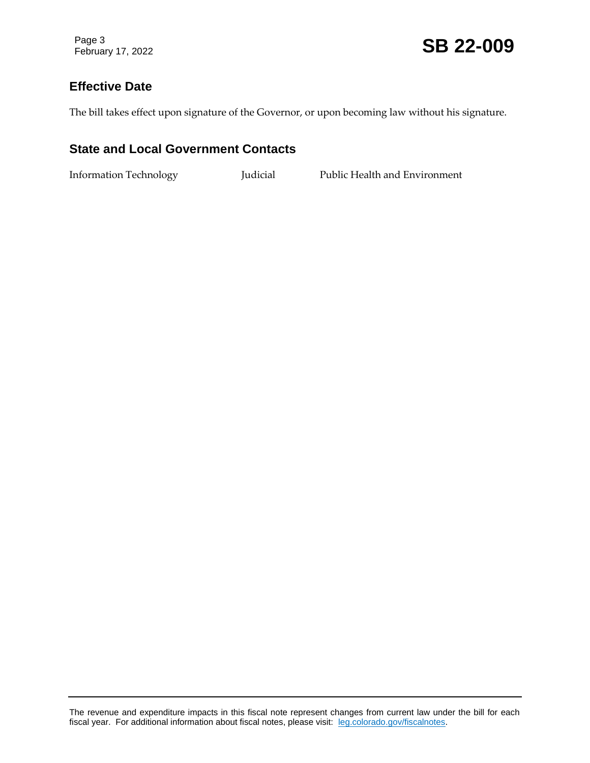## Effective Date

The bill takes effect upon signature of the Governor, or upon becoming law without his signature.

## State and Local Government Contacts

Information Technology Judicial Public Health and Environment

The revenue and expenditure impacts in this fiscal note represent changes from current law under the bill for each fiscal year. For additional information about fiscal notes, please visit: leg.colorado.gov/fiscalnotes.